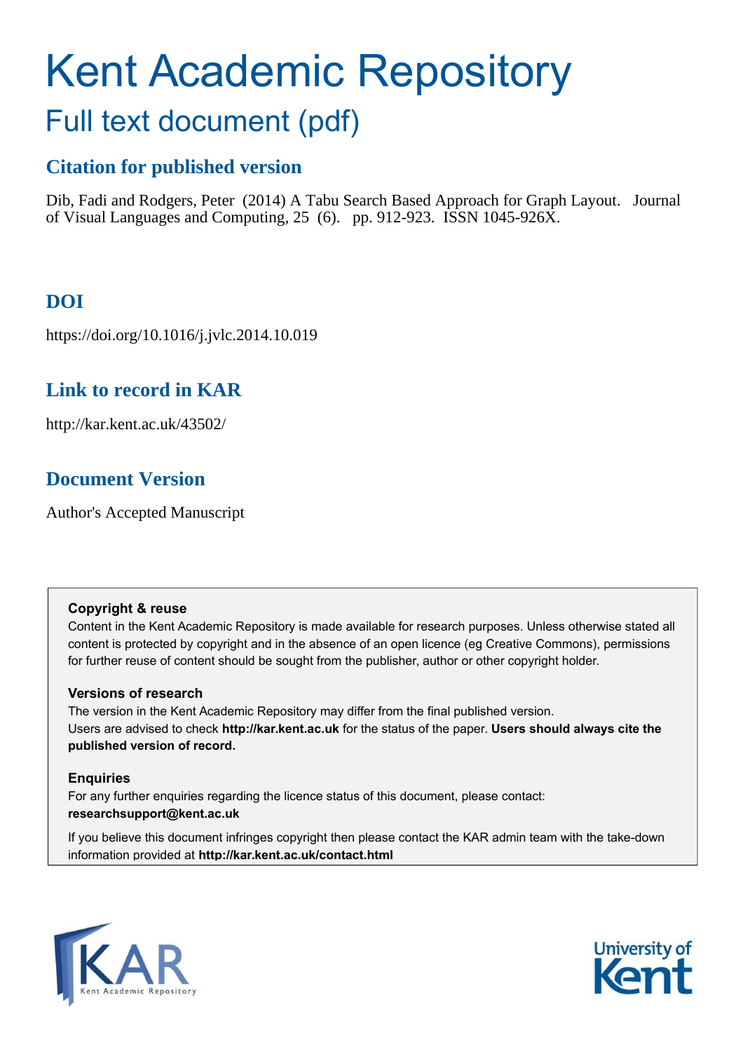# Kent Academic Repository

## Full text document (pdf)

### Citation for published version

Dib, Fadi and Rodgers, Peter (2014) A Tabu Search Based Approach for Graph Layout. Journal of Visual Languages and Computing, 25 (6). pp. 912-923. ISSN 1045-926X.

### DOI

https://doi.org/10.1016/j.jvlc.2014.10.019

### Link to record in KAR

http://kar.kent.ac.uk/43502/

### Document Version

Author's Accepted Manuscript

**Copyright & reuse**

Content in the Kent Academic Repository is made available for research purposes. Unless otherwise stated all content is protected by copyright and in the absence of an open licence (eg Creative Commons), permissions for further reuse of content should be sought from the publisher, author or other copyright holder.

**Versions of research**

The version in the Kent Academic Repository may differ from the final published version.
Users are advised to check **http://kar.kent.ac.uk** for the status of the paper. **Users should always cite the published version of record.**

**Enquiries**

For any further enquiries regarding the licence status of this document, please contact:
**researchsupport@kent.ac.uk**

If you believe this document infringes copyright then please contact the KAR admin team with the take-down information provided at **http://kar.kent.ac.uk/contact.html**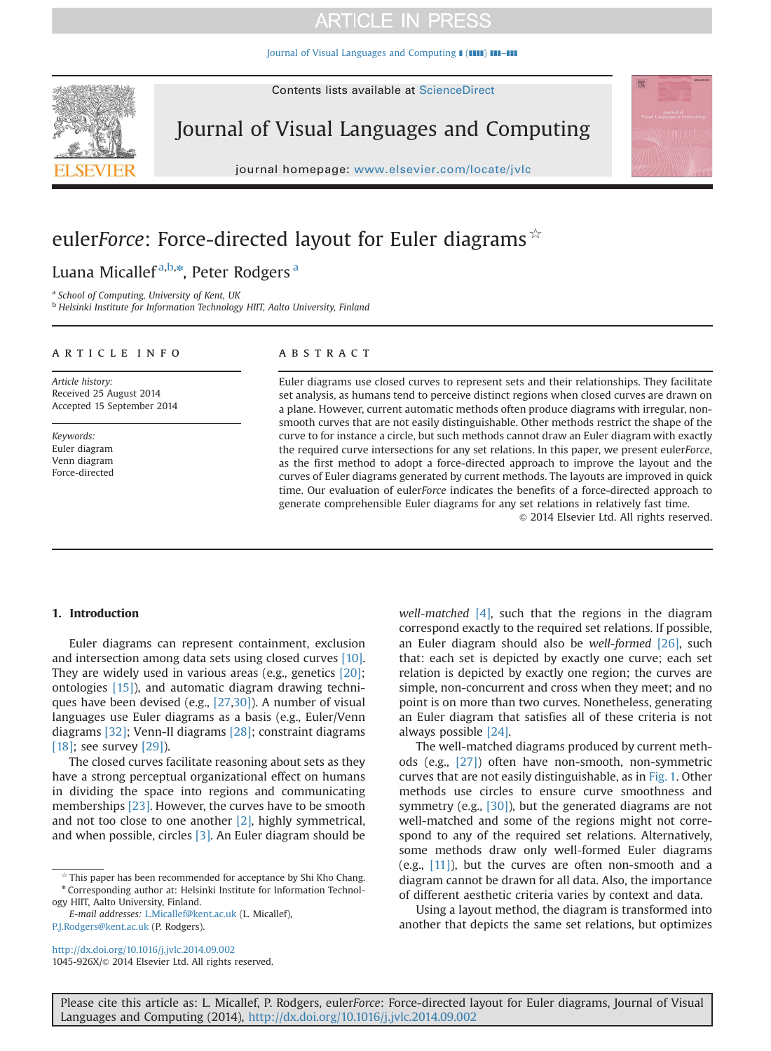# euler*Force*: Force-directed layout for Euler diagrams ☆

Luana Micallef [a,b,*], Peter Rodgers [a]

[a] School of Computing, University of Kent, UK
[b] Helsinki Institute for Information Technology HIIT, Aalto University, Finland

## ARTICLE INFO

*Article history:*
Received 25 August 2014
Accepted 15 September 2014

*Keywords:*
Euler diagram
Venn diagram
Force-directed

## ABSTRACT

Euler diagrams use closed curves to represent sets and their relationships. They facilitate set analysis, as humans tend to perceive distinct regions when closed curves are drawn on a plane. However, current automatic methods often produce diagrams with irregular, non-smooth curves that are not easily distinguishable. Other methods restrict the shape of the curve to for instance a circle, but such methods cannot draw an Euler diagram with exactly the required curve intersections for any set relations. In this paper, we present euler*Force*, as the first method to adopt a force-directed approach to improve the layout and the curves of Euler diagrams generated by current methods. The layouts are improved in quick time. Our evaluation of euler*Force* indicates the benefits of a force-directed approach to generate comprehensible Euler diagrams for any set relations in relatively fast time.

© 2014 Elsevier Ltd. All rights reserved.

## 1. Introduction

Euler diagrams can represent containment, exclusion and intersection among data sets using closed curves [10]. They are widely used in various areas (e.g., genetics [20]; ontologies [15]), and automatic diagram drawing techniques have been devised (e.g., [27,30]). A number of visual languages use Euler diagrams as a basis (e.g., Euler/Venn diagrams [32]; Venn-II diagrams [28]; constraint diagrams [18]; see survey [29]).

The closed curves facilitate reasoning about sets as they have a strong perceptual organizational effect on humans in dividing the space into regions and communicating memberships [23]. However, the curves have to be smooth and not too close to one another [2], highly symmetrical, and when possible, circles [3]. An Euler diagram should be *well-matched* [4], such that the regions in the diagram correspond exactly to the required set relations. If possible, an Euler diagram should also be *well-formed* [26], such that: each set is depicted by exactly one curve; each set relation is depicted by exactly one region; the curves are simple, non-concurrent and cross when they meet; and no point is on more than two curves. Nonetheless, generating an Euler diagram that satisfies all of these criteria is not always possible [24].

The well-matched diagrams produced by current methods (e.g., [27]) often have non-smooth, non-symmetric curves that are not easily distinguishable, as in Fig. 1. Other methods use circles to ensure curve smoothness and symmetry (e.g., [30]), but the generated diagrams are not well-matched and some of the regions might not correspond to any of the required set relations. Alternatively, some methods draw only well-formed Euler diagrams (e.g., [11]), but the curves are often non-smooth and a diagram cannot be drawn for all data. Also, the importance of different aesthetic criteria varies by context and data.

Using a layout method, the diagram is transformed into another that depicts the same set relations, but optimizes

☆ This paper has been recommended for acceptance by Shi Kho Chang.
* Corresponding author at: Helsinki Institute for Information Technology HIIT, Aalto University, Finland.
*E-mail addresses:* L.Micallef@kent.ac.uk (L. Micallef), P.J.Rodgers@kent.ac.uk (P. Rodgers).

http://dx.doi.org/10.1016/j.jvlc.2014.09.002
1045-926X/© 2014 Elsevier Ltd. All rights reserved.

Please cite this article as: L. Micallef, P. Rodgers, euler*Force*: Force-directed layout for Euler diagrams, Journal of Visual Languages and Computing (2014), http://dx.doi.org/10.1016/j.jvlc.2014.09.002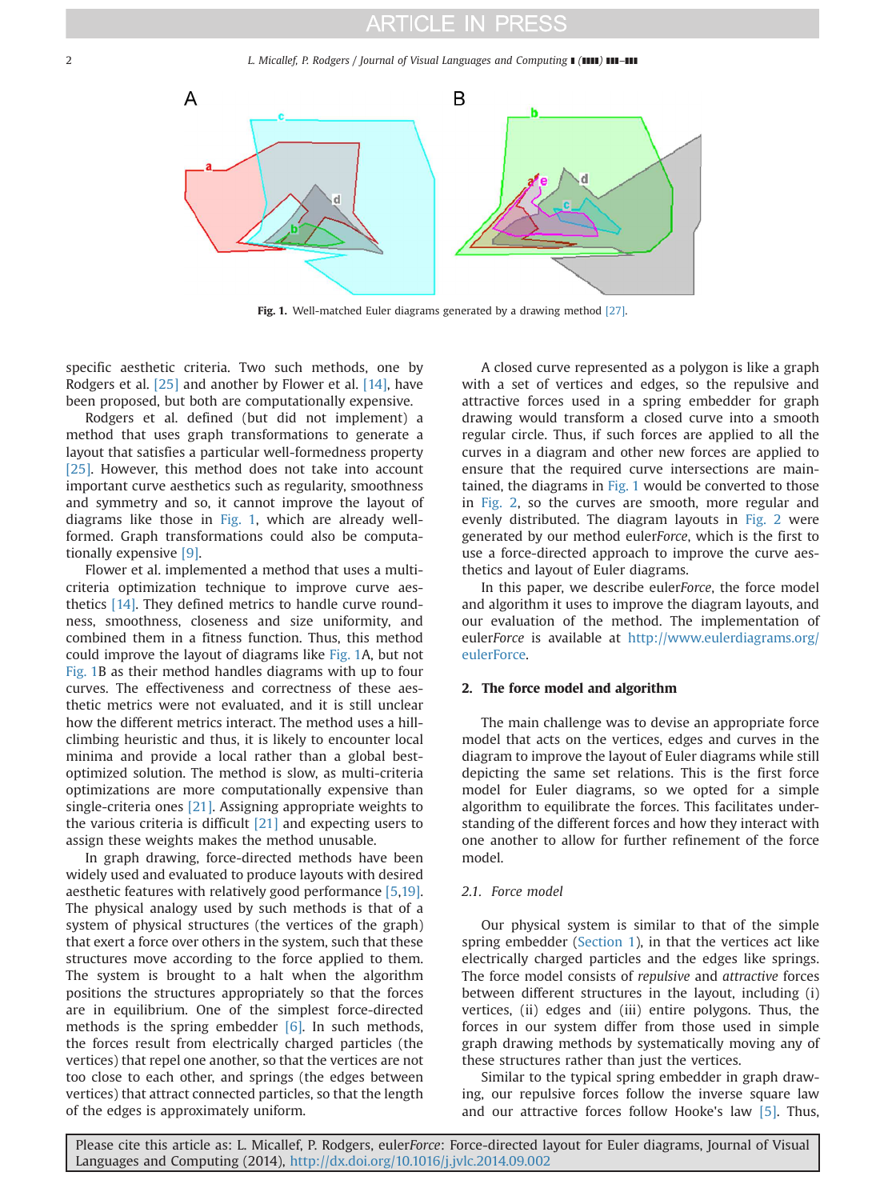**Fig. 1.** Well-matched Euler diagrams generated by a drawing method [27].

specific aesthetic criteria. Two such methods, one by Rodgers et al. [25] and another by Flower et al. [14], have been proposed, but both are computationally expensive.

Rodgers et al. defined (but did not implement) a method that uses graph transformations to generate a layout that satisfies a particular well-formedness property [25]. However, this method does not take into account important curve aesthetics such as regularity, smoothness and symmetry and so, it cannot improve the layout of diagrams like those in Fig. 1, which are already well-formed. Graph transformations could also be computationally expensive [9].

Flower et al. implemented a method that uses a multi-criteria optimization technique to improve curve aesthetics [14]. They defined metrics to handle curve roundness, smoothness, closeness and size uniformity, and combined them in a fitness function. Thus, this method could improve the layout of diagrams like Fig. 1A, but not Fig. 1B as their method handles diagrams with up to four curves. The effectiveness and correctness of these aesthetic metrics were not evaluated, and it is still unclear how the different metrics interact. The method uses a hill-climbing heuristic and thus, it is likely to encounter local minima and provide a local rather than a global best-optimized solution. The method is slow, as multi-criteria optimizations are more computationally expensive than single-criteria ones [21]. Assigning appropriate weights to the various criteria is difficult [21] and expecting users to assign these weights makes the method unusable.

In graph drawing, force-directed methods have been widely used and evaluated to produce layouts with desired aesthetic features with relatively good performance [5,19]. The physical analogy used by such methods is that of a system of physical structures (the vertices of the graph) that exert a force over others in the system, such that these structures move according to the force applied to them. The system is brought to a halt when the algorithm positions the structures appropriately so that the forces are in equilibrium. One of the simplest force-directed methods is the spring embedder [6]. In such methods, the forces result from electrically charged particles (the vertices) that repel one another, so that the vertices are not too close to each other, and springs (the edges between vertices) that attract connected particles, so that the length of the edges is approximately uniform.

A closed curve represented as a polygon is like a graph with a set of vertices and edges, so the repulsive and attractive forces used in a spring embedder for graph drawing would transform a closed curve into a smooth regular circle. Thus, if such forces are applied to all the curves in a diagram and other new forces are applied to ensure that the required curve intersections are maintained, the diagrams in Fig. 1 would be converted to those in Fig. 2, so the curves are smooth, more regular and evenly distributed. The diagram layouts in Fig. 2 were generated by our method euler*Force*, which is the first to use a force-directed approach to improve the curve aesthetics and layout of Euler diagrams.

In this paper, we describe euler*Force*, the force model and algorithm it uses to improve the diagram layouts, and our evaluation of the method. The implementation of euler*Force* is available at http://www.eulerdiagrams.org/eulerForce.

## 2. The force model and algorithm

The main challenge was to devise an appropriate force model that acts on the vertices, edges and curves in the diagram to improve the layout of Euler diagrams while still depicting the same set relations. This is the first force model for Euler diagrams, so we opted for a simple algorithm to equilibrate the forces. This facilitates understanding of the different forces and how they interact with one another to allow for further refinement of the force model.

### 2.1. Force model

Our physical system is similar to that of the simple spring embedder (Section 1), in that the vertices act like electrically charged particles and the edges like springs. The force model consists of *repulsive* and *attractive* forces between different structures in the layout, including (i) vertices, (ii) edges and (iii) entire polygons. Thus, the forces in our system differ from those used in simple graph drawing methods by systematically moving any of these structures rather than just the vertices.

Similar to the typical spring embedder in graph drawing, our repulsive forces follow the inverse square law and our attractive forces follow Hooke's law [5]. Thus,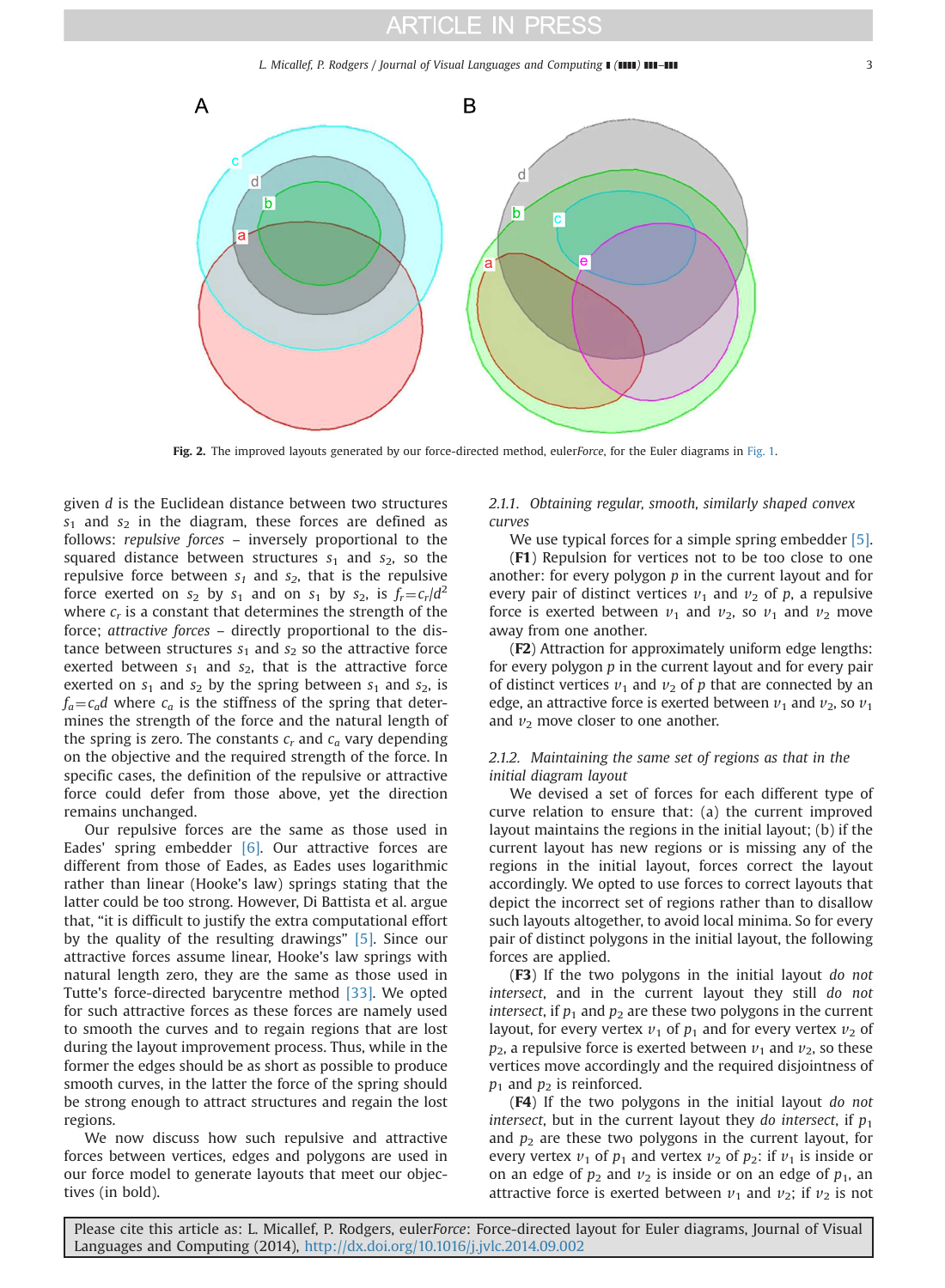**Fig. 2.** The improved layouts generated by our force-directed method, euler*Force*, for the Euler diagrams in Fig. 1.

given $d$ is the Euclidean distance between two structures $s_1$ and $s_2$ in the diagram, these forces are defined as follows: *repulsive forces* – inversely proportional to the squared distance between structures $s_1$ and $s_2$, so the repulsive force between $s_1$ and $s_2$, that is the repulsive force exerted on $s_2$ by $s_1$ and on $s_1$ by $s_2$, is $f_r = c_r/d^2$ where $c_r$ is a constant that determines the strength of the force; *attractive forces* – directly proportional to the distance between structures $s_1$ and $s_2$ so the attractive force exerted between $s_1$ and $s_2$, that is the attractive force exerted on $s_1$ and $s_2$ by the spring between $s_1$ and $s_2$, is $f_a = c_a d$ where $c_a$ is the stiffness of the spring that determines the strength of the force and the natural length of the spring is zero. The constants $c_r$ and $c_a$ vary depending on the objective and the required strength of the force. In specific cases, the definition of the repulsive or attractive force could defer from those above, yet the direction remains unchanged.

Our repulsive forces are the same as those used in Eades' spring embedder [6]. Our attractive forces are different from those of Eades, as Eades uses logarithmic rather than linear (Hooke's law) springs stating that the latter could be too strong. However, Di Battista et al. argue that, "it is difficult to justify the extra computational effort by the quality of the resulting drawings" [5]. Since our attractive forces assume linear, Hooke's law springs with natural length zero, they are the same as those used in Tutte's force-directed barycentre method [33]. We opted for such attractive forces as these forces are namely used to smooth the curves and to regain regions that are lost during the layout improvement process. Thus, while in the former the edges should be as short as possible to produce smooth curves, in the latter the force of the spring should be strong enough to attract structures and regain the lost regions.

We now discuss how such repulsive and attractive forces between vertices, edges and polygons are used in our force model to generate layouts that meet our objectives (in bold).

### 2.1.1. Obtaining regular, smooth, similarly shaped convex curves

We use typical forces for a simple spring embedder [5].

(**F1**) Repulsion for vertices not to be too close to one another: for every polygon $p$ in the current layout and for every pair of distinct vertices $v_1$ and $v_2$ of $p$, a repulsive force is exerted between $v_1$ and $v_2$, so $v_1$ and $v_2$ move away from one another.

(**F2**) Attraction for approximately uniform edge lengths: for every polygon $p$ in the current layout and for every pair of distinct vertices $v_1$ and $v_2$ of $p$ that are connected by an edge, an attractive force is exerted between $v_1$ and $v_2$, so $v_1$ and $v_2$ move closer to one another.

### 2.1.2. Maintaining the same set of regions as that in the initial diagram layout

We devised a set of forces for each different type of curve relation to ensure that: (a) the current improved layout maintains the regions in the initial layout; (b) if the current layout has new regions or is missing any of the regions in the initial layout, forces correct the layout accordingly. We opted to use forces to correct layouts that depict the incorrect set of regions rather than to disallow such layouts altogether, to avoid local minima. So for every pair of distinct polygons in the initial layout, the following forces are applied.

(**F3**) If the two polygons in the initial layout *do not intersect*, and in the current layout they still *do not intersect*, if $p_1$ and $p_2$ are these two polygons in the current layout, for every vertex $v_1$ of $p_1$ and for every vertex $v_2$ of $p_2$, a repulsive force is exerted between $v_1$ and $v_2$, so these vertices move accordingly and the required disjointness of $p_1$ and $p_2$ is reinforced.

(**F4**) If the two polygons in the initial layout *do not intersect*, but in the current layout they *do intersect*, if $p_1$ and $p_2$ are these two polygons in the current layout, for every vertex $v_1$ of $p_1$ and vertex $v_2$ of $p_2$: if $v_1$ is inside or on an edge of $p_2$ and $v_2$ is inside or on an edge of $p_1$, an attractive force is exerted between $v_1$ and $v_2$; if $v_2$ is not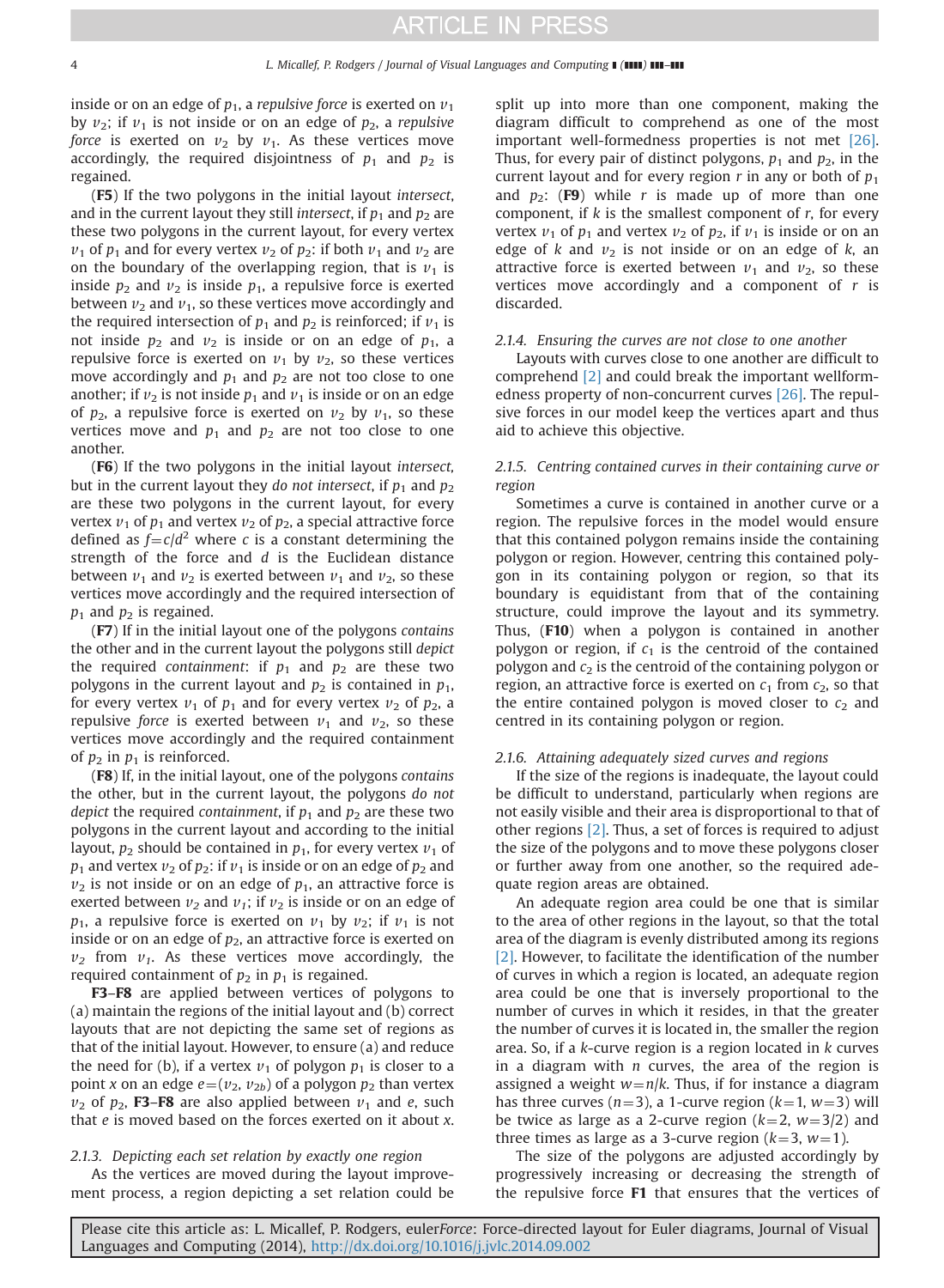inside or on an edge of $p_1$, a *repulsive force* is exerted on $v_1$ by $v_2$; if $v_1$ is not inside or on an edge of $p_2$, a *repulsive force* is exerted on $v_2$ by $v_1$. As these vertices move accordingly, the required disjointness of $p_1$ and $p_2$ is regained.

(**F5**) If the two polygons in the initial layout *intersect*, and in the current layout they still *intersect*, if $p_1$ and $p_2$ are these two polygons in the current layout, for every vertex $v_1$ of $p_1$ and for every vertex $v_2$ of $p_2$: if both $v_1$ and $v_2$ are on the boundary of the overlapping region, that is $v_1$ is inside $p_2$ and $v_2$ is inside $p_1$, a repulsive force is exerted between $v_2$ and $v_1$, so these vertices move accordingly and the required intersection of $p_1$ and $p_2$ is reinforced; if $v_1$ is not inside $p_2$ and $v_2$ is inside or on an edge of $p_1$, a repulsive force is exerted on $v_1$ by $v_2$, so these vertices move accordingly and $p_1$ and $p_2$ are not too close to one another; if $v_2$ is not inside $p_1$ and $v_1$ is inside or on an edge of $p_2$, a repulsive force is exerted on $v_2$ by $v_1$, so these vertices move and $p_1$ and $p_2$ are not too close to one another.

(**F6**) If the two polygons in the initial layout *intersect*, but in the current layout they *do not intersect*, if $p_1$ and $p_2$ are these two polygons in the current layout, for every vertex $v_1$ of $p_1$ and vertex $v_2$ of $p_2$, a special attractive force defined as $f = c/d^2$ where $c$ is a constant determining the strength of the force and $d$ is the Euclidean distance between $v_1$ and $v_2$ is exerted between $v_1$ and $v_2$, so these vertices move accordingly and the required intersection of $p_1$ and $p_2$ is regained.

(**F7**) If in the initial layout one of the polygons *contains* the other and in the current layout the polygons still *depict* the required *containment*: if $p_1$ and $p_2$ are these two polygons in the current layout and $p_2$ is contained in $p_1$, for every vertex $v_1$ of $p_1$ and for every vertex $v_2$ of $p_2$, a repulsive *force* is exerted between $v_1$ and $v_2$, so these vertices move accordingly and the required containment of $p_2$ in $p_1$ is reinforced.

(**F8**) If, in the initial layout, one of the polygons *contains* the other, but in the current layout, the polygons *do not depict* the required *containment*, if $p_1$ and $p_2$ are these two polygons in the current layout and according to the initial layout, $p_2$ should be contained in $p_1$, for every vertex $v_1$ of $p_1$ and vertex $v_2$ of $p_2$: if $v_1$ is inside or on an edge of $p_2$ and $v_2$ is not inside or on an edge of $p_1$, an attractive force is exerted between $v_2$ and $v_1$; if $v_2$ is inside or on an edge of $p_1$, a repulsive force is exerted on $v_1$ by $v_2$; if $v_1$ is not inside or on an edge of $p_2$, an attractive force is exerted on $v_2$ from $v_1$. As these vertices move accordingly, the required containment of $p_2$ in $p_1$ is regained.

**F3**–**F8** are applied between vertices of polygons to (a) maintain the regions of the initial layout and (b) correct layouts that are not depicting the same set of regions as that of the initial layout. However, to ensure (a) and reduce the need for (b), if a vertex $v_1$ of polygon $p_1$ is closer to a point $x$ on an edge $e = (v_2, v_{2b})$ of a polygon $p_2$ than vertex $v_2$ of $p_2$, **F3**–**F8** are also applied between $v_1$ and $e$, such that $e$ is moved based on the forces exerted on it about $x$.

### 2.1.3. Depicting each set relation by exactly one region

As the vertices are moved during the layout improvement process, a region depicting a set relation could be split up into more than one component, making the diagram difficult to comprehend as one of the most important well-formedness properties is not met [26]. Thus, for every pair of distinct polygons, $p_1$ and $p_2$, in the current layout and for every region $r$ in any or both of $p_1$ and $p_2$: (**F9**) while $r$ is made up of more than one component, if $k$ is the smallest component of $r$, for every vertex $v_1$ of $p_1$ and vertex $v_2$ of $p_2$, if $v_1$ is inside or on an edge of $k$ and $v_2$ is not inside or on an edge of $k$, an attractive force is exerted between $v_1$ and $v_2$, so these vertices move accordingly and a component of $r$ is discarded.

### 2.1.4. Ensuring the curves are not close to one another

Layouts with curves close to one another are difficult to comprehend [2] and could break the important wellformedness property of non-concurrent curves [26]. The repulsive forces in our model keep the vertices apart and thus aid to achieve this objective.

### 2.1.5. Centring contained curves in their containing curve or region

Sometimes a curve is contained in another curve or a region. The repulsive forces in the model would ensure that this contained polygon remains inside the containing polygon or region. However, centring this contained polygon in its containing polygon or region, so that its boundary is equidistant from that of the containing structure, could improve the layout and its symmetry. Thus, (**F10**) when a polygon is contained in another polygon or region, if $c_1$ is the centroid of the contained polygon and $c_2$ is the centroid of the containing polygon or region, an attractive force is exerted on $c_1$ from $c_2$, so that the entire contained polygon is moved closer to $c_2$ and centred in its containing polygon or region.

### 2.1.6. Attaining adequately sized curves and regions

If the size of the regions is inadequate, the layout could be difficult to understand, particularly when regions are not easily visible and their area is disproportional to that of other regions [2]. Thus, a set of forces is required to adjust the size of the polygons and to move these polygons closer or further away from one another, so the required adequate region areas are obtained.

An adequate region area could be one that is similar to the area of other regions in the layout, so that the total area of the diagram is evenly distributed among its regions [2]. However, to facilitate the identification of the number of curves in which a region is located, an adequate region area could be one that is inversely proportional to the number of curves in which it resides, in that the greater the number of curves it is located in, the smaller the region area. So, if a $k$-curve region is a region located in $k$ curves in a diagram with $n$ curves, the area of the region is assigned a weight $w = n/k$. Thus, if for instance a diagram has three curves ($n = 3$), a 1-curve region ($k = 1$, $w = 3$) will be twice as large as a 2-curve region ($k = 2$, $w = 3/2$) and three times as large as a 3-curve region ($k = 3$, $w = 1$).

The size of the polygons are adjusted accordingly by progressively increasing or decreasing the strength of the repulsive force **F1** that ensures that the vertices of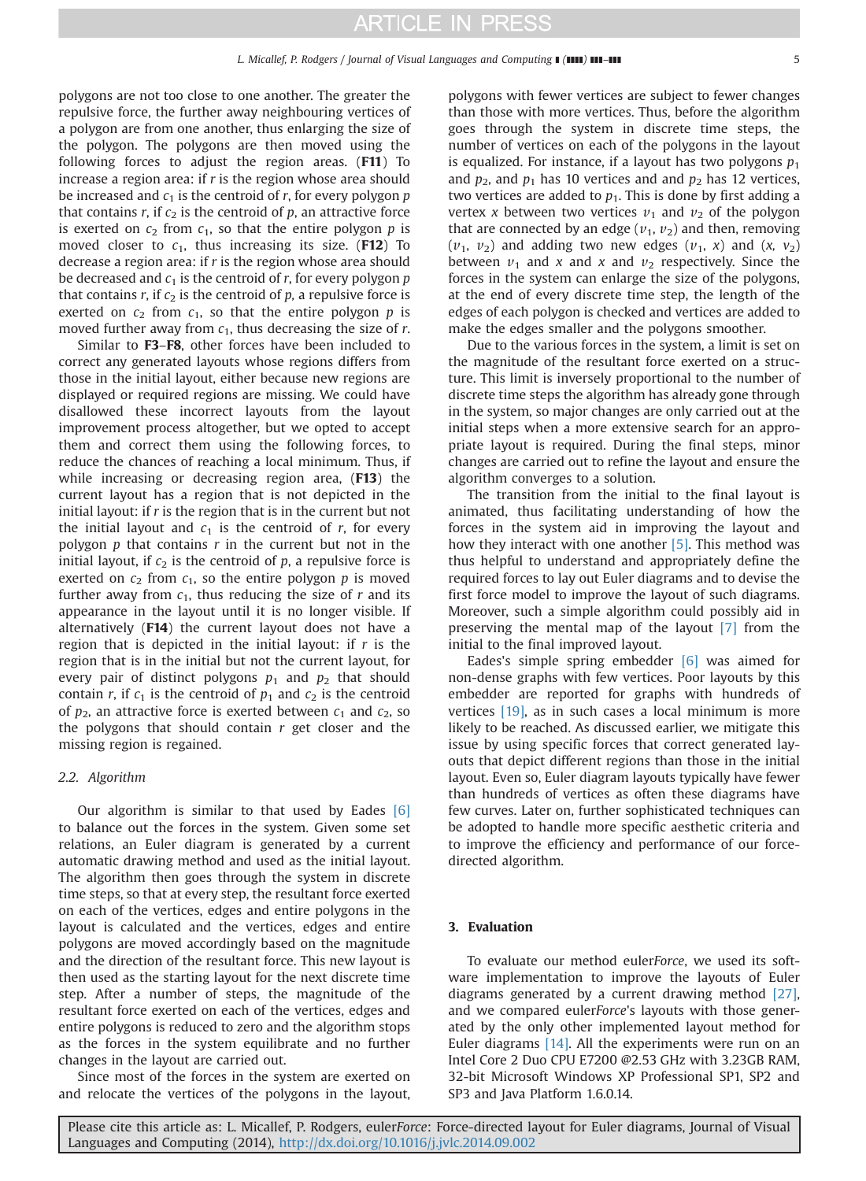polygons are not too close to one another. The greater the repulsive force, the further away neighbouring vertices of a polygon are from one another, thus enlarging the size of the polygon. The polygons are then moved using the following forces to adjust the region areas. (**F11**) To increase a region area: if $r$ is the region whose area should be increased and $c_1$ is the centroid of $r$, for every polygon $p$ that contains $r$, if $c_2$ is the centroid of $p$, an attractive force is exerted on $c_2$ from $c_1$, so that the entire polygon $p$ is moved closer to $c_1$, thus increasing its size. (**F12**) To decrease a region area: if $r$ is the region whose area should be decreased and $c_1$ is the centroid of $r$, for every polygon $p$ that contains $r$, if $c_2$ is the centroid of $p$, a repulsive force is exerted on $c_2$ from $c_1$, so that the entire polygon $p$ is moved further away from $c_1$, thus decreasing the size of $r$.

Similar to **F3**–**F8**, other forces have been included to correct any generated layouts whose regions differs from those in the initial layout, either because new regions are displayed or required regions are missing. We could have disallowed these incorrect layouts from the layout improvement process altogether, but we opted to accept them and correct them using the following forces, to reduce the chances of reaching a local minimum. Thus, if while increasing or decreasing region area, (**F13**) the current layout has a region that is not depicted in the initial layout: if $r$ is the region that is in the current but not the initial layout and $c_1$ is the centroid of $r$, for every polygon $p$ that contains $r$ in the current but not in the initial layout, if $c_2$ is the centroid of $p$, a repulsive force is exerted on $c_2$ from $c_1$, so the entire polygon $p$ is moved further away from $c_1$, thus reducing the size of $r$ and its appearance in the layout until it is no longer visible. If alternatively (**F14**) the current layout does not have a region that is depicted in the initial layout: if $r$ is the region that is in the initial but not the current layout, for every pair of distinct polygons $p_1$ and $p_2$ that should contain $r$, if $c_1$ is the centroid of $p_1$ and $c_2$ is the centroid of $p_2$, an attractive force is exerted between $c_1$ and $c_2$, so the polygons that should contain $r$ get closer and the missing region is regained.

### 2.2. Algorithm

Our algorithm is similar to that used by Eades [6] to balance out the forces in the system. Given some set relations, an Euler diagram is generated by a current automatic drawing method and used as the initial layout. The algorithm then goes through the system in discrete time steps, so that at every step, the resultant force exerted on each of the vertices, edges and entire polygons in the layout is calculated and the vertices, edges and entire polygons are moved accordingly based on the magnitude and the direction of the resultant force. This new layout is then used as the starting layout for the next discrete time step. After a number of steps, the magnitude of the resultant force exerted on each of the vertices, edges and entire polygons is reduced to zero and the algorithm stops as the forces in the system equilibrate and no further changes in the layout are carried out.

Since most of the forces in the system are exerted on and relocate the vertices of the polygons in the layout, polygons with fewer vertices are subject to fewer changes than those with more vertices. Thus, before the algorithm goes through the system in discrete time steps, the number of vertices on each of the polygons in the layout is equalized. For instance, if a layout has two polygons $p_1$ and $p_2$, and $p_1$ has 10 vertices and and $p_2$ has 12 vertices, two vertices are added to $p_1$. This is done by first adding a vertex $x$ between two vertices $v_1$ and $v_2$ of the polygon that are connected by an edge $(v_1, v_2)$ and then, removing $(v_1, v_2)$ and adding two new edges $(v_1, x)$ and $(x, v_2)$ between $v_1$ and $x$ and $x$ and $v_2$ respectively. Since the forces in the system can enlarge the size of the polygons, at the end of every discrete time step, the length of the edges of each polygon is checked and vertices are added to make the edges smaller and the polygons smoother.

Due to the various forces in the system, a limit is set on the magnitude of the resultant force exerted on a structure. This limit is inversely proportional to the number of discrete time steps the algorithm has already gone through in the system, so major changes are only carried out at the initial steps when a more extensive search for an appropriate layout is required. During the final steps, minor changes are carried out to refine the layout and ensure the algorithm converges to a solution.

The transition from the initial to the final layout is animated, thus facilitating understanding of how the forces in the system aid in improving the layout and how they interact with one another [5]. This method was thus helpful to understand and appropriately define the required forces to lay out Euler diagrams and to devise the first force model to improve the layout of such diagrams. Moreover, such a simple algorithm could possibly aid in preserving the mental map of the layout [7] from the initial to the final improved layout.

Eades's simple spring embedder [6] was aimed for non-dense graphs with few vertices. Poor layouts by this embedder are reported for graphs with hundreds of vertices [19], as in such cases a local minimum is more likely to be reached. As discussed earlier, we mitigate this issue by using specific forces that correct generated layouts that depict different regions than those in the initial layout. Even so, Euler diagram layouts typically have fewer than hundreds of vertices as often these diagrams have few curves. Later on, further sophisticated techniques can be adopted to handle more specific aesthetic criteria and to improve the efficiency and performance of our force-directed algorithm.

## 3. Evaluation

To evaluate our method euler*Force*, we used its software implementation to improve the layouts of Euler diagrams generated by a current drawing method [27], and we compared euler*Force*'s layouts with those generated by the only other implemented layout method for Euler diagrams [14]. All the experiments were run on an Intel Core 2 Duo CPU E7200 @2.53 GHz with 3.23GB RAM, 32-bit Microsoft Windows XP Professional SP1, SP2 and SP3 and Java Platform 1.6.0.14.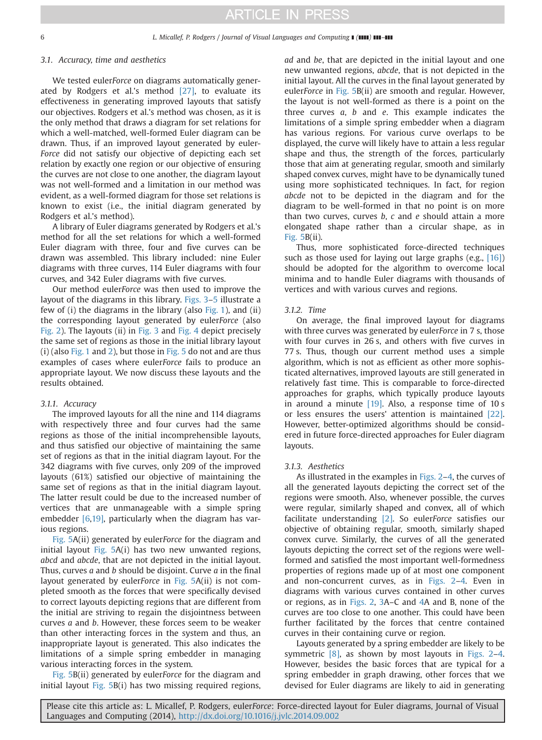### 3.1. Accuracy, time and aesthetics

We tested euler*Force* on diagrams automatically generated by Rodgers et al.'s method [27], to evaluate its effectiveness in generating improved layouts that satisfy our objectives. Rodgers et al.'s method was chosen, as it is the only method that draws a diagram for set relations for which a well-matched, well-formed Euler diagram can be drawn. Thus, if an improved layout generated by euler*Force* did not satisfy our objective of depicting each set relation by exactly one region or our objective of ensuring the curves are not close to one another, the diagram layout was not well-formed and a limitation in our method was evident, as a well-formed diagram for those set relations is known to exist (i.e., the initial diagram generated by Rodgers et al.'s method).

A library of Euler diagrams generated by Rodgers et al.'s method for all the set relations for which a well-formed Euler diagram with three, four and five curves can be drawn was assembled. This library included: nine Euler diagrams with three curves, 114 Euler diagrams with four curves, and 342 Euler diagrams with five curves.

Our method euler*Force* was then used to improve the layout of the diagrams in this library. Figs. 3–5 illustrate a few of (i) the diagrams in the library (also Fig. 1), and (ii) the corresponding layout generated by euler*Force* (also Fig. 2). The layouts (ii) in Fig. 3 and Fig. 4 depict precisely the same set of regions as those in the initial library layout (i) (also Fig. 1 and 2), but those in Fig. 5 do not and are thus examples of cases where euler*Force* fails to produce an appropriate layout. We now discuss these layouts and the results obtained.

#### 3.1.1. Accuracy

The improved layouts for all the nine and 114 diagrams with respectively three and four curves had the same regions as those of the initial incomprehensible layouts, and thus satisfied our objective of maintaining the same set of regions as that in the initial diagram layout. For the 342 diagrams with five curves, only 209 of the improved layouts (61%) satisfied our objective of maintaining the same set of regions as that in the initial diagram layout. The latter result could be due to the increased number of vertices that are unmanageable with a simple spring embedder [6,19], particularly when the diagram has various regions.

Fig. 5A(ii) generated by euler*Force* for the diagram and initial layout Fig. 5A(i) has two new unwanted regions, *abcd* and *abcde*, that are not depicted in the initial layout. Thus, curves *a* and *b* should be disjoint. Curve *a* in the final layout generated by euler*Force* in Fig. 5A(ii) is not completed smooth as the forces that were specifically devised to correct layouts depicting regions that are different from the initial are striving to regain the disjointness between curves *a* and *b*. However, these forces seem to be weaker than other interacting forces in the system and thus, an inappropriate layout is generated. This also indicates the limitations of a simple spring embedder in managing various interacting forces in the system.

Fig. 5B(ii) generated by euler*Force* for the diagram and initial layout Fig. 5B(i) has two missing required regions, *ad* and *be*, that are depicted in the initial layout and one new unwanted regions, *abcde*, that is not depicted in the initial layout. All the curves in the final layout generated by euler*Force* in Fig. 5B(ii) are smooth and regular. However, the layout is not well-formed as there is a point on the three curves *a*, *b* and *e*. This example indicates the limitations of a simple spring embedder when a diagram has various regions. For various curve overlaps to be displayed, the curve will likely have to attain a less regular shape and thus, the strength of the forces, particularly those that aim at generating regular, smooth and similarly shaped convex curves, might have to be dynamically tuned using more sophisticated techniques. In fact, for region *abcde* not to be depicted in the diagram and for the diagram to be well-formed in that no point is on more than two curves, curves *b*, *c* and *e* should attain a more elongated shape rather than a circular shape, as in Fig. 5B(ii).

Thus, more sophisticated force-directed techniques such as those used for laying out large graphs (e.g., [16]) should be adopted for the algorithm to overcome local minima and to handle Euler diagrams with thousands of vertices and with various curves and regions.

#### 3.1.2. Time

On average, the final improved layout for diagrams with three curves was generated by euler*Force* in 7 s, those with four curves in 26 s, and others with five curves in 77 s. Thus, though our current method uses a simple algorithm, which is not as efficient as other more sophisticated alternatives, improved layouts are still generated in relatively fast time. This is comparable to force-directed approaches for graphs, which typically produce layouts in around a minute [19]. Also, a response time of 10 s or less ensures the users' attention is maintained [22]. However, better-optimized algorithms should be considered in future force-directed approaches for Euler diagram layouts.

#### 3.1.3. Aesthetics

As illustrated in the examples in Figs. 2–4, the curves of all the generated layouts depicting the correct set of the regions were smooth. Also, whenever possible, the curves were regular, similarly shaped and convex, all of which facilitate understanding [2]. So euler*Force* satisfies our objective of obtaining regular, smooth, similarly shaped convex curve. Similarly, the curves of all the generated layouts depicting the correct set of the regions were well-formed and satisfied the most important well-formedness properties of regions made up of at most one component and non-concurrent curves, as in Figs. 2–4. Even in diagrams with various curves contained in other curves or regions, as in Figs. 2, 3A–C and 4A and B, none of the curves are too close to one another. This could have been further facilitated by the forces that centre contained curves in their containing curve or region.

Layouts generated by a spring embedder are likely to be symmetric [8], as shown by most layouts in Figs. 2–4. However, besides the basic forces that are typical for a spring embedder in graph drawing, other forces that we devised for Euler diagrams are likely to aid in generating

Please cite this article as: L. Micallef, P. Rodgers, euler*Force*: Force-directed layout for Euler diagrams, Journal of Visual Languages and Computing (2014), http://dx.doi.org/10.1016/j.jvlc.2014.09.002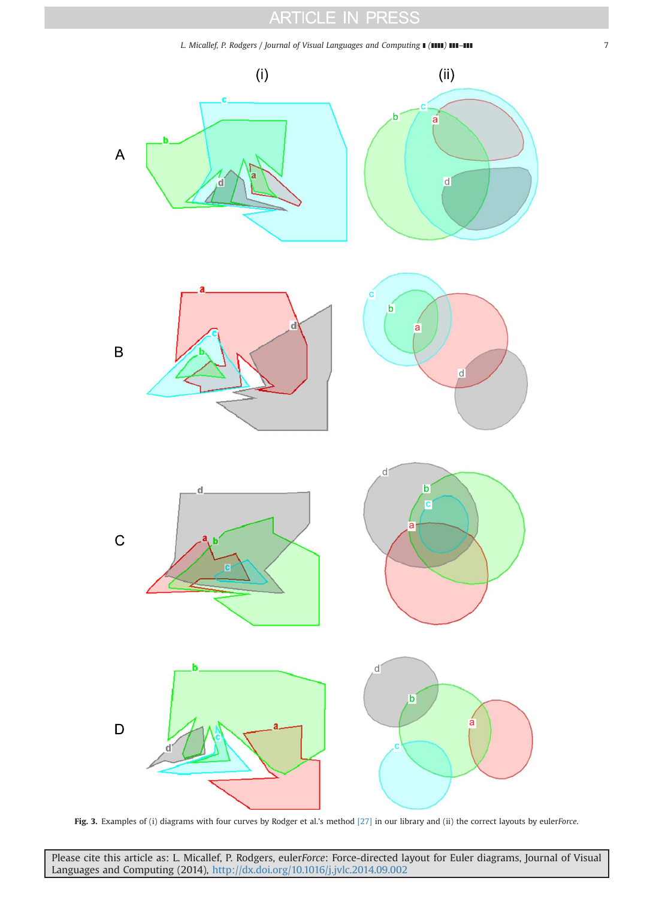**Fig. 3.** Examples of (i) diagrams with four curves by Rodger et al.'s method [27] in our library and (ii) the correct layouts by euler*Force*.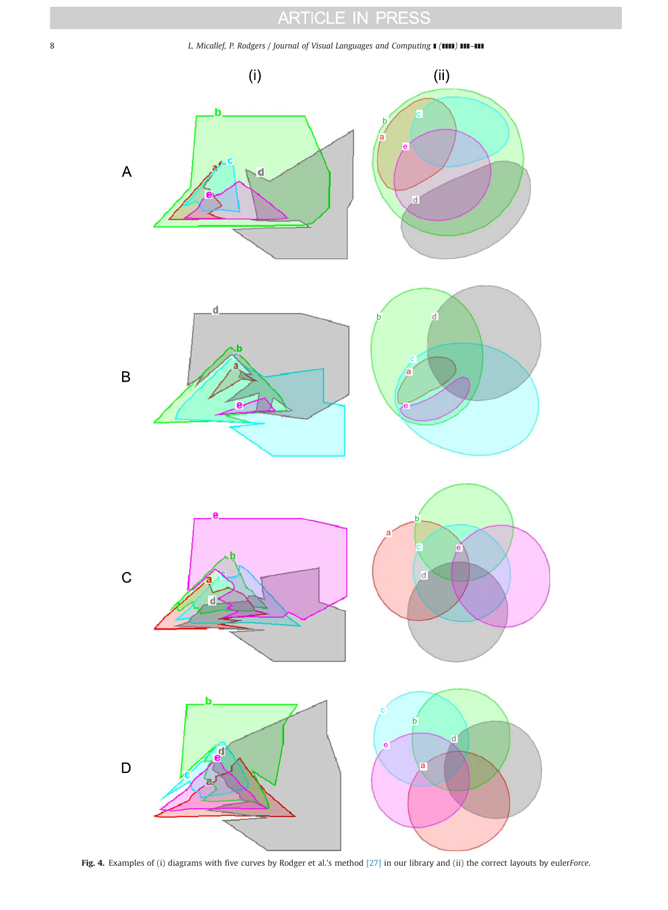Fig. 4. Examples of (i) diagrams with five curves by Rodger et al.'s method [27] in our library and (ii) the correct layouts by euler*Force*.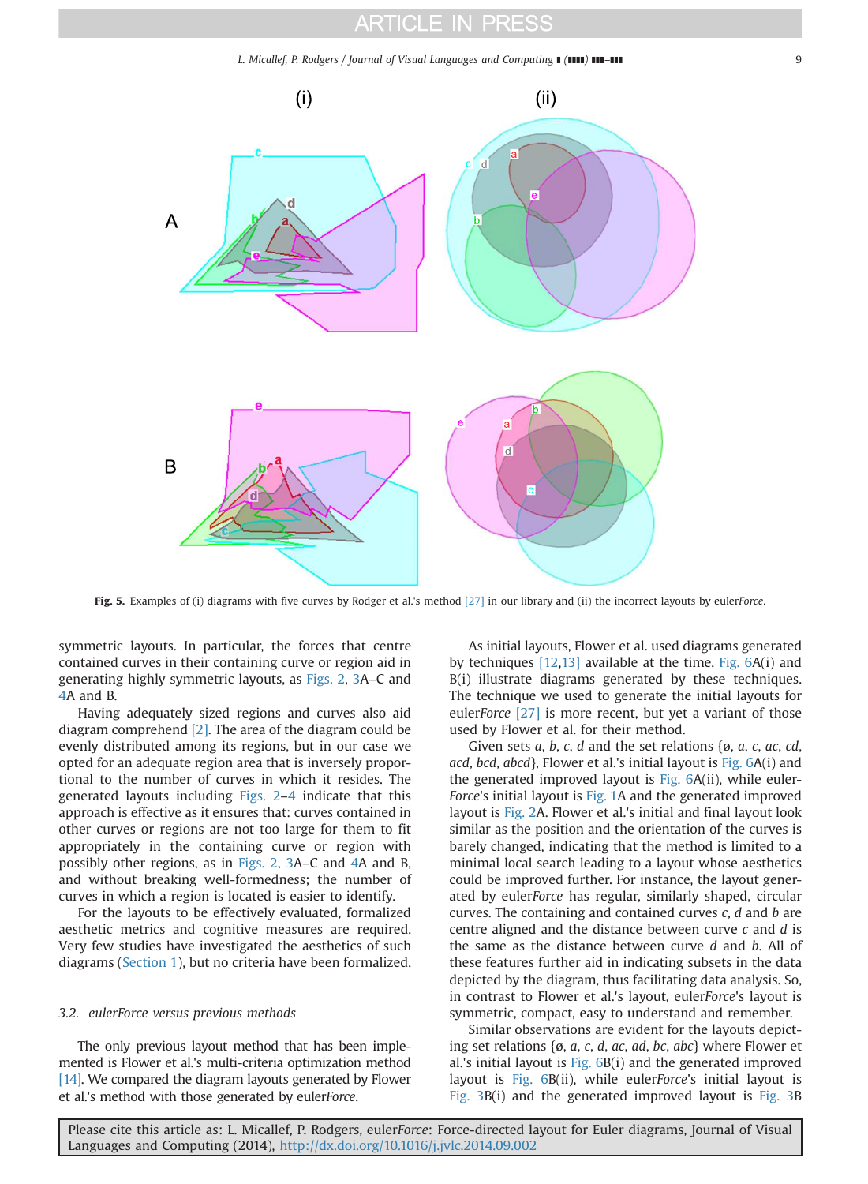**Fig. 5.** Examples of (i) diagrams with five curves by Rodger et al.'s method [27] in our library and (ii) the incorrect layouts by euler*Force*.

symmetric layouts. In particular, the forces that centre contained curves in their containing curve or region aid in generating highly symmetric layouts, as Figs. 2, 3A–C and 4A and B.

Having adequately sized regions and curves also aid diagram comprehend [2]. The area of the diagram could be evenly distributed among its regions, but in our case we opted for an adequate region area that is inversely proportional to the number of curves in which it resides. The generated layouts including Figs. 2–4 indicate that this approach is effective as it ensures that: curves contained in other curves or regions are not too large for them to fit appropriately in the containing curve or region with possibly other regions, as in Figs. 2, 3A–C and 4A and B, and without breaking well-formedness; the number of curves in which a region is located is easier to identify.

For the layouts to be effectively evaluated, formalized aesthetic metrics and cognitive measures are required. Very few studies have investigated the aesthetics of such diagrams (Section 1), but no criteria have been formalized.

### 3.2. eulerForce versus previous methods

The only previous layout method that has been implemented is Flower et al.'s multi-criteria optimization method [14]. We compared the diagram layouts generated by Flower et al.'s method with those generated by euler*Force*.

As initial layouts, Flower et al. used diagrams generated by techniques [12,13] available at the time. Fig. 6A(i) and B(i) illustrate diagrams generated by these techniques. The technique we used to generate the initial layouts for euler*Force* [27] is more recent, but yet a variant of those used by Flower et al. for their method.

Given sets *a*, *b*, *c*, *d* and the set relations {ø, *a*, *c*, *ac*, *cd*, *acd*, *bcd*, *abcd*}, Flower et al.'s initial layout is Fig. 6A(i) and the generated improved layout is Fig. 6A(ii), while euler*Force*'s initial layout is Fig. 1A and the generated improved layout is Fig. 2A. Flower et al.'s initial and final layout look similar as the position and the orientation of the curves is barely changed, indicating that the method is limited to a minimal local search leading to a layout whose aesthetics could be improved further. For instance, the layout generated by euler*Force* has regular, similarly shaped, circular curves. The containing and contained curves *c*, *d* and *b* are centre aligned and the distance between curve *c* and *d* is the same as the distance between curve *d* and *b*. All of these features further aid in indicating subsets in the data depicted by the diagram, thus facilitating data analysis. So, in contrast to Flower et al.'s layout, euler*Force*'s layout is symmetric, compact, easy to understand and remember.

Similar observations are evident for the layouts depicting set relations {ø, *a*, *c*, *d*, *ac*, *ad*, *bc*, *abc*} where Flower et al.'s initial layout is Fig. 6B(i) and the generated improved layout is Fig. 6B(ii), while euler*Force*'s initial layout is Fig. 3B(i) and the generated improved layout is Fig. 3B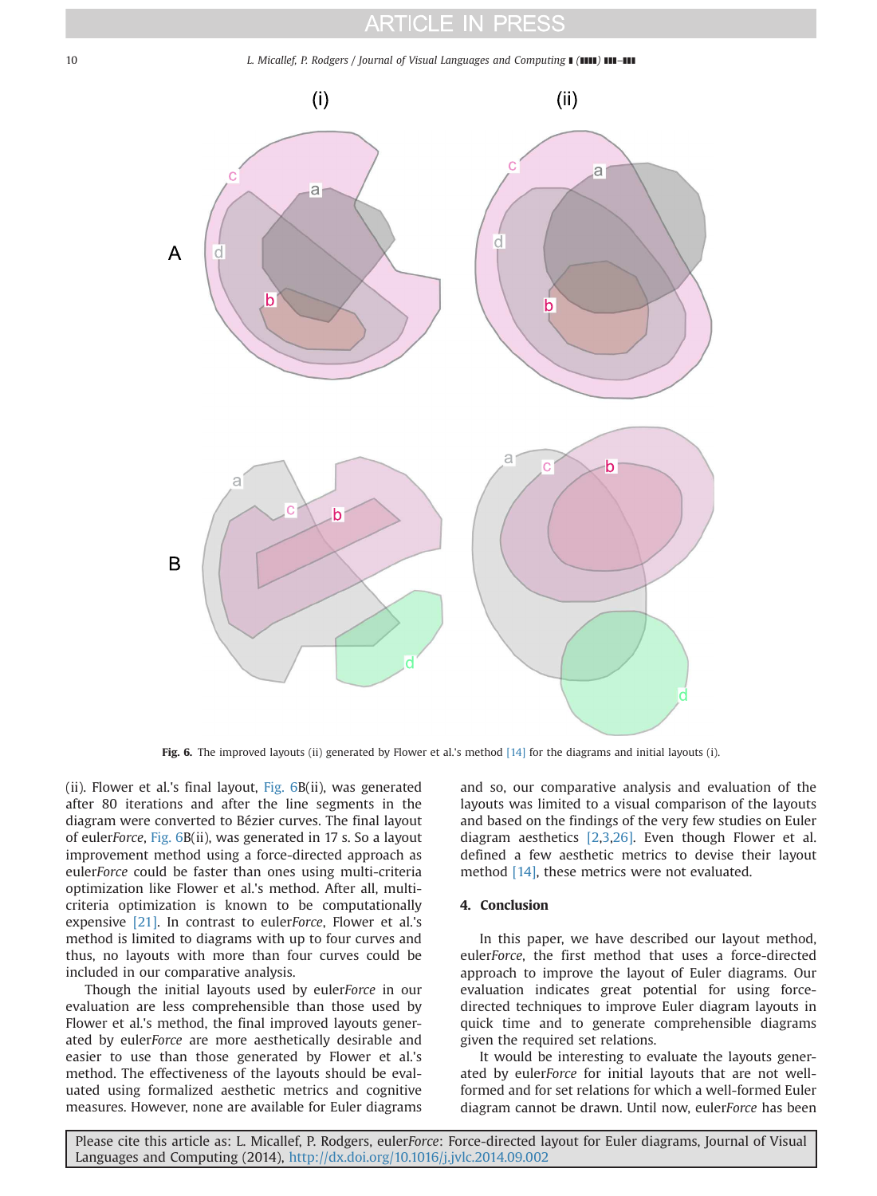Fig. 6. The improved layouts (ii) generated by Flower et al.'s method [14] for the diagrams and initial layouts (i).

(ii). Flower et al.'s final layout, Fig. 6B(ii), was generated after 80 iterations and after the line segments in the diagram were converted to Bézier curves. The final layout of euler*Force*, Fig. 6B(ii), was generated in 17 s. So a layout improvement method using a force-directed approach as euler*Force* could be faster than ones using multi-criteria optimization like Flower et al.'s method. After all, multi-criteria optimization is known to be computationally expensive [21]. In contrast to euler*Force*, Flower et al.'s method is limited to diagrams with up to four curves and thus, no layouts with more than four curves could be included in our comparative analysis.

Though the initial layouts used by euler*Force* in our evaluation are less comprehensible than those used by Flower et al.'s method, the final improved layouts generated by euler*Force* are more aesthetically desirable and easier to use than those generated by Flower et al.'s method. The effectiveness of the layouts should be evaluated using formalized aesthetic metrics and cognitive measures. However, none are available for Euler diagrams and so, our comparative analysis and evaluation of the layouts was limited to a visual comparison of the layouts and based on the findings of the very few studies on Euler diagram aesthetics [2,3,26]. Even though Flower et al. defined a few aesthetic metrics to devise their layout method [14], these metrics were not evaluated.

## 4. Conclusion

In this paper, we have described our layout method, euler*Force*, the first method that uses a force-directed approach to improve the layout of Euler diagrams. Our evaluation indicates great potential for using force-directed techniques to improve Euler diagram layouts in quick time and to generate comprehensible diagrams given the required set relations.

It would be interesting to evaluate the layouts generated by euler*Force* for initial layouts that are not well-formed and for set relations for which a well-formed Euler diagram cannot be drawn. Until now, euler*Force* has been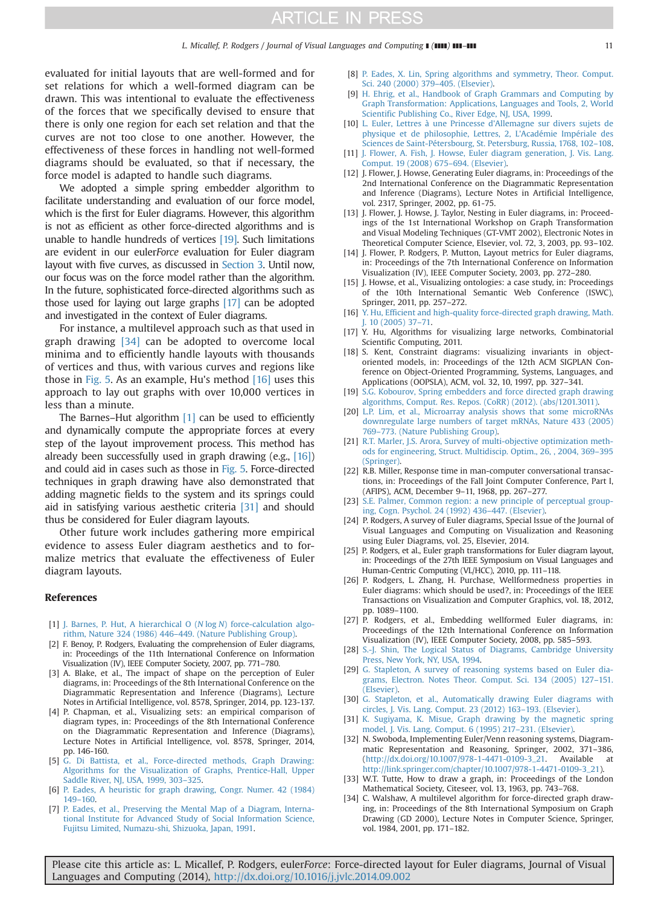evaluated for initial layouts that are well-formed and for set relations for which a well-formed diagram can be drawn. This was intentional to evaluate the effectiveness of the forces that we specifically devised to ensure that there is only one region for each set relation and that the curves are not too close to one another. However, the effectiveness of these forces in handling not well-formed diagrams should be evaluated, so that if necessary, the force model is adapted to handle such diagrams.

We adopted a simple spring embedder algorithm to facilitate understanding and evaluation of our force model, which is the first for Euler diagrams. However, this algorithm is not as efficient as other force-directed algorithms and is unable to handle hundreds of vertices [19]. Such limitations are evident in our euler*Force* evaluation for Euler diagram layout with five curves, as discussed in Section 3. Until now, our focus was on the force model rather than the algorithm. In the future, sophisticated force-directed algorithms such as those used for laying out large graphs [17] can be adopted and investigated in the context of Euler diagrams.

For instance, a multilevel approach such as that used in graph drawing [34] can be adopted to overcome local minima and to efficiently handle layouts with thousands of vertices and thus, with various curves and regions like those in Fig. 5. As an example, Hu's method [16] uses this approach to lay out graphs with over 10,000 vertices in less than a minute.

The Barnes–Hut algorithm [1] can be used to efficiently and dynamically compute the appropriate forces at every step of the layout improvement process. This method has already been successfully used in graph drawing (e.g., [16]) and could aid in cases such as those in Fig. 5. Force-directed techniques in graph drawing have also demonstrated that adding magnetic fields to the system and its springs could aid in satisfying various aesthetic criteria [31] and should thus be considered for Euler diagram layouts.

Other future work includes gathering more empirical evidence to assess Euler diagram aesthetics and to formalize metrics that evaluate the effectiveness of Euler diagram layouts.

## References

[1] J. Barnes, P. Hut, A hierarchical O ($N \log N$) force-calculation algorithm, Nature 324 (1986) 446–449. (Nature Publishing Group).

[2] F. Benoy, P. Rodgers, Evaluating the comprehension of Euler diagrams, in: Proceedings of the 11th International Conference on Information Visualization (IV), IEEE Computer Society, 2007, pp. 771–780.

[3] A. Blake, et al., The impact of shape on the perception of Euler diagrams, in: Proceedings of the 8th International Conference on the Diagrammatic Representation and Inference (Diagrams), Lecture Notes in Artificial Intelligence, vol. 8578, Springer, 2014, pp. 123-137.

[4] P. Chapman, et al., Visualizing sets: an empirical comparison of diagram types, in: Proceedings of the 8th International Conference on the Diagrammatic Representation and Inference (Diagrams), Lecture Notes in Artificial Intelligence, vol. 8578, Springer, 2014, pp. 146-160.

[5] G. Di Battista, et al., Force-directed methods, Graph Drawing: Algorithms for the Visualization of Graphs, Prentice-Hall, Upper Saddle River, NJ, USA, 1999, 303–325.

[6] P. Eades, A heuristic for graph drawing, Congr. Numer. 42 (1984) 149–160.

[7] P. Eades, et al., Preserving the Mental Map of a Diagram, International Institute for Advanced Study of Social Information Science, Fujitsu Limited, Numazu-shi, Shizuoka, Japan, 1991.

[8] P. Eades, X. Lin, Spring algorithms and symmetry, Theor. Comput. Sci. 240 (2000) 379–405. (Elsevier).

[9] H. Ehrig, et al., Handbook of Graph Grammars and Computing by Graph Transformation: Applications, Languages and Tools, 2, World Scientific Publishing Co., River Edge, NJ, USA, 1999.

[10] L. Euler, Lettres à une Princesse d'Allemagne sur divers sujets de physique et de philosophie, Lettres, 2, L'Académie Impériale des Sciences de Saint-Pétersbourg, St. Petersburg, Russia, 1768, 102–108.

[11] J. Flower, A. Fish, J. Howse, Euler diagram generation, J. Vis. Lang. Comput. 19 (2008) 675–694. (Elsevier).

[12] J. Flower, J. Howse, Generating Euler diagrams, in: Proceedings of the 2nd International Conference on the Diagrammatic Representation and Inference (Diagrams), Lecture Notes in Artificial Intelligence, vol. 2317, Springer, 2002, pp. 61-75.

[13] J. Flower, J. Howse, J. Taylor, Nesting in Euler diagrams, in: Proceedings of the 1st International Workshop on Graph Transformation and Visual Modeling Techniques (GT-VMT 2002), Electronic Notes in Theoretical Computer Science, Elsevier, vol. 72, 3, 2003, pp. 93–102.

[14] J. Flower, P. Rodgers, P. Mutton, Layout metrics for Euler diagrams, in: Proceedings of the 7th International Conference on Information Visualization (IV), IEEE Computer Society, 2003, pp. 272–280.

[15] J. Howse, et al., Visualizing ontologies: a case study, in: Proceedings of the 10th International Semantic Web Conference (ISWC), Springer, 2011, pp. 257–272.

[16] Y. Hu, Efficient and high-quality force-directed graph drawing, Math. J. 10 (2005) 37–71.

[17] Y. Hu, Algorithms for visualizing large networks, Combinatorial Scientific Computing, 2011.

[18] S. Kent, Constraint diagrams: visualizing invariants in object-oriented models, in: Proceedings of the 12th ACM SIGPLAN Conference on Object-Oriented Programming, Systems, Languages, and Applications (OOPSLA), ACM, vol. 32, 10, 1997, pp. 327–341.

[19] S.G. Kobourov, Spring embedders and force directed graph drawing algorithms, Comput. Res. Repos. (CoRR) (2012). (abs/1201.3011).

[20] L.P. Lim, et al., Microarray analysis shows that some microRNAs downregulate large numbers of target mRNAs, Nature 433 (2005) 769–773. (Nature Publishing Group).

[21] R.T. Marler, J.S. Arora, Survey of multi-objective optimization methods for engineering, Struct. Multidiscip. Optim., 26, , 2004, 369–395 (Springer).

[22] R.B. Miller, Response time in man-computer conversational transactions, in: Proceedings of the Fall Joint Computer Conference, Part I, (AFIPS), ACM, December 9–11, 1968, pp. 267–277.

[23] S.E. Palmer, Common region: a new principle of perceptual grouping, Cogn. Psychol. 24 (1992) 436–447. (Elsevier).

[24] P. Rodgers, A survey of Euler diagrams, Special Issue of the Journal of Visual Languages and Computing on Visualization and Reasoning using Euler Diagrams, vol. 25, Elsevier, 2014.

[25] P. Rodgers, et al., Euler graph transformations for Euler diagram layout, in: Proceedings of the 27th IEEE Symposium on Visual Languages and Human-Centric Computing (VL/HCC), 2010, pp. 111–118.

[26] P. Rodgers, L. Zhang, H. Purchase, Wellformedness properties in Euler diagrams: which should be used?, in: Proceedings of the IEEE Transactions on Visualization and Computer Graphics, vol. 18, 2012, pp. 1089–1100.

[27] P. Rodgers, et al., Embedding wellformed Euler diagrams, in: Proceedings of the 12th International Conference on Information Visualization (IV), IEEE Computer Society, 2008, pp. 585–593.

[28] S.-J. Shin, The Logical Status of Diagrams, Cambridge University Press, New York, NY, USA, 1994.

[29] G. Stapleton, A survey of reasoning systems based on Euler diagrams, Electron. Notes Theor. Comput. Sci. 134 (2005) 127–151. (Elsevier).

[30] G. Stapleton, et al., Automatically drawing Euler diagrams with circles, J. Vis. Lang. Comput. 23 (2012) 163–193. (Elsevier).

[31] K. Sugiyama, K. Misue, Graph drawing by the magnetic spring model, J. Vis. Lang. Comput. 6 (1995) 217–231. (Elsevier).

[32] N. Swoboda, Implementing Euler/Venn reasoning systems, Diagrammatic Representation and Reasoning, Springer, 2002, 371–386, (http://dx.doi.org/10.1007/978-1-4471-0109-3_21. Available at http://link.springer.com/chapter/10.1007/978-1-4471-0109-3_21).

[33] W.T. Tutte, How to draw a graph, in: Proceedings of the London Mathematical Society, Citeseer, vol. 13, 1963, pp. 743–768.

[34] C. Walshaw, A multilevel algorithm for force-directed graph drawing, in: Proceedings of the 8th International Symposium on Graph Drawing (GD 2000), Lecture Notes in Computer Science, Springer, vol. 1984, 2001, pp. 171–182.

Please cite this article as: L. Micallef, P. Rodgers, euler*Force*: Force-directed layout for Euler diagrams, Journal of Visual Languages and Computing (2014), http://dx.doi.org/10.1016/j.jvlc.2014.09.002